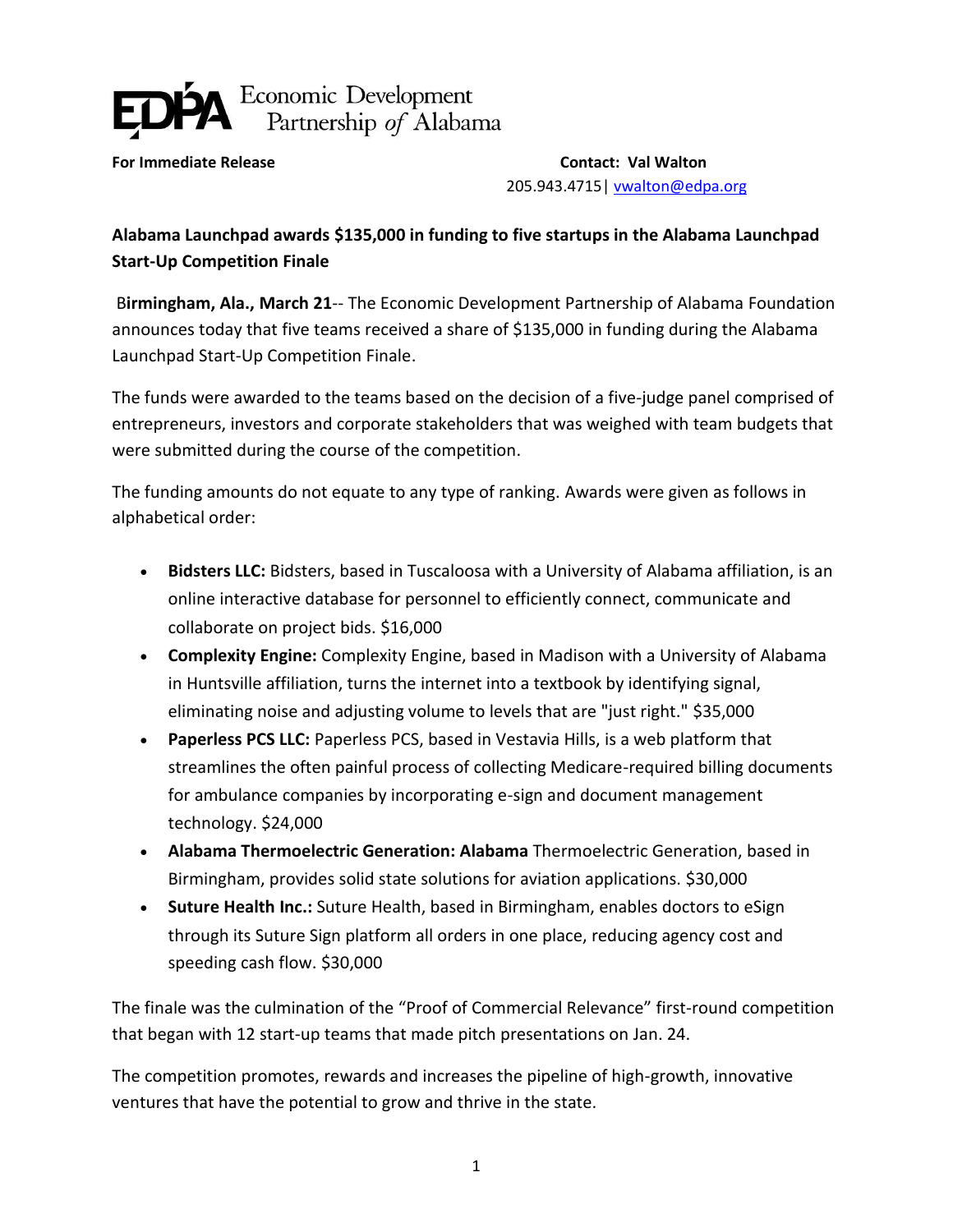**EDPA** Economic Development Partnership *of* Alabama

**For Immediate Release** **Contact: Val Walton**
205.943.4715| vwalton@edpa.org

**Alabama Launchpad awards $135,000 in funding to five startups in the Alabama Launchpad Start-Up Competition Finale**

B**irmingham, Ala., March 21**-- The Economic Development Partnership of Alabama Foundation announces today that five teams received a share of $135,000 in funding during the Alabama Launchpad Start-Up Competition Finale.

The funds were awarded to the teams based on the decision of a five-judge panel comprised of entrepreneurs, investors and corporate stakeholders that was weighed with team budgets that were submitted during the course of the competition.

The funding amounts do not equate to any type of ranking. Awards were given as follows in alphabetical order:

- **Bidsters LLC:** Bidsters, based in Tuscaloosa with a University of Alabama affiliation, is an online interactive database for personnel to efficiently connect, communicate and collaborate on project bids. $16,000
- **Complexity Engine:** Complexity Engine, based in Madison with a University of Alabama in Huntsville affiliation, turns the internet into a textbook by identifying signal, eliminating noise and adjusting volume to levels that are "just right." $35,000
- **Paperless PCS LLC:** Paperless PCS, based in Vestavia Hills, is a web platform that streamlines the often painful process of collecting Medicare-required billing documents for ambulance companies by incorporating e-sign and document management technology. $24,000
- **Alabama Thermoelectric Generation: Alabama** Thermoelectric Generation, based in Birmingham, provides solid state solutions for aviation applications. $30,000
- **Suture Health Inc.:** Suture Health, based in Birmingham, enables doctors to eSign through its Suture Sign platform all orders in one place, reducing agency cost and speeding cash flow. $30,000

The finale was the culmination of the "Proof of Commercial Relevance" first-round competition that began with 12 start-up teams that made pitch presentations on Jan. 24.

The competition promotes, rewards and increases the pipeline of high-growth, innovative ventures that have the potential to grow and thrive in the state.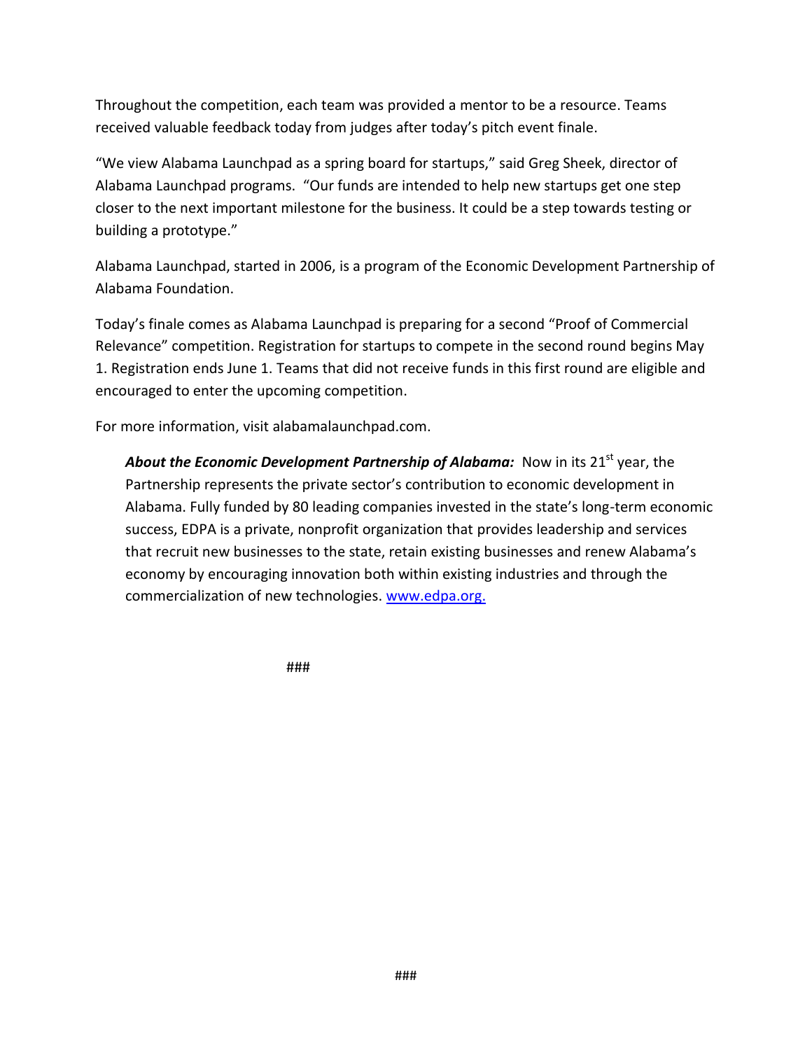Throughout the competition, each team was provided a mentor to be a resource. Teams received valuable feedback today from judges after today's pitch event finale.

"We view Alabama Launchpad as a spring board for startups," said Greg Sheek, director of Alabama Launchpad programs. "Our funds are intended to help new startups get one step closer to the next important milestone for the business. It could be a step towards testing or building a prototype."

Alabama Launchpad, started in 2006, is a program of the Economic Development Partnership of Alabama Foundation.

Today's finale comes as Alabama Launchpad is preparing for a second "Proof of Commercial Relevance" competition. Registration for startups to compete in the second round begins May 1. Registration ends June 1. Teams that did not receive funds in this first round are eligible and encouraged to enter the upcoming competition.

For more information, visit alabamalaunchpad.com.

***About the Economic Development Partnership of Alabama:*** Now in its 21st year, the Partnership represents the private sector's contribution to economic development in Alabama. Fully funded by 80 leading companies invested in the state's long-term economic success, EDPA is a private, nonprofit organization that provides leadership and services that recruit new businesses to the state, retain existing businesses and renew Alabama's economy by encouraging innovation both within existing industries and through the commercialization of new technologies. [www.edpa.org.](http://www.edpa.org)

###

###